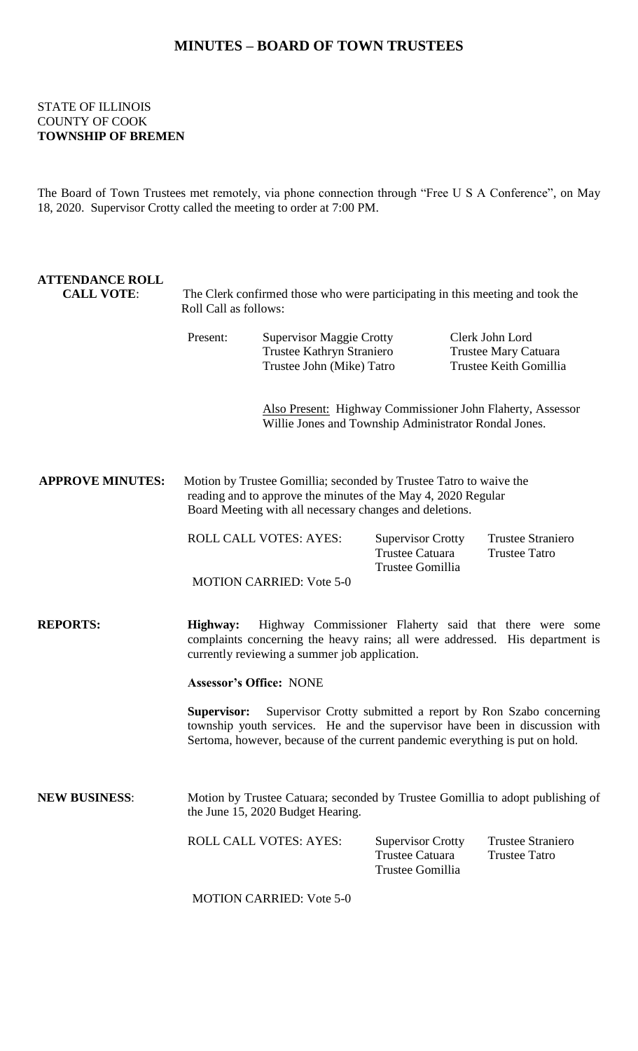# MINUTES – BOARD OF TOWN TRUSTEES

STATE OF ILLINOIS
COUNTY OF COOK
**TOWNSHIP OF BREMEN**

The Board of Town Trustees met remotely, via phone connection through "Free U S A Conference", on May 18, 2020. Supervisor Crotty called the meeting to order at 7:00 PM.

**ATTENDANCE ROLL CALL VOTE**: The Clerk confirmed those who were participating in this meeting and took the Roll Call as follows:

| Present: | Supervisor Maggie Crotty | Clerk John Lord |
|---|---|---|
| | Trustee Kathryn Straniero | Trustee Mary Catuara |
| | Trustee John (Mike) Tatro | Trustee Keith Gomillia |

Also Present: Highway Commissioner John Flaherty, Assessor Willie Jones and Township Administrator Rondal Jones.

**APPROVE MINUTES:** Motion by Trustee Gomillia; seconded by Trustee Tatro to waive the reading and to approve the minutes of the May 4, 2020 Regular Board Meeting with all necessary changes and deletions.

| ROLL CALL VOTES: AYES: | Supervisor Crotty | Trustee Straniero |
|---|---|---|
| | Trustee Catuara | Trustee Tatro |
| | Trustee Gomillia | |

MOTION CARRIED: Vote 5-0

**REPORTS:**

**Highway:** Highway Commissioner Flaherty said that there were some complaints concerning the heavy rains; all were addressed. His department is currently reviewing a summer job application.

**Assessor's Office:** NONE

**Supervisor:** Supervisor Crotty submitted a report by Ron Szabo concerning township youth services. He and the supervisor have been in discussion with Sertoma, however, because of the current pandemic everything is put on hold.

**NEW BUSINESS**: Motion by Trustee Catuara; seconded by Trustee Gomillia to adopt publishing of the June 15, 2020 Budget Hearing.

| ROLL CALL VOTES: AYES: | Supervisor Crotty | Trustee Straniero |
|---|---|---|
| | Trustee Catuara | Trustee Tatro |
| | Trustee Gomillia | |

MOTION CARRIED: Vote 5-0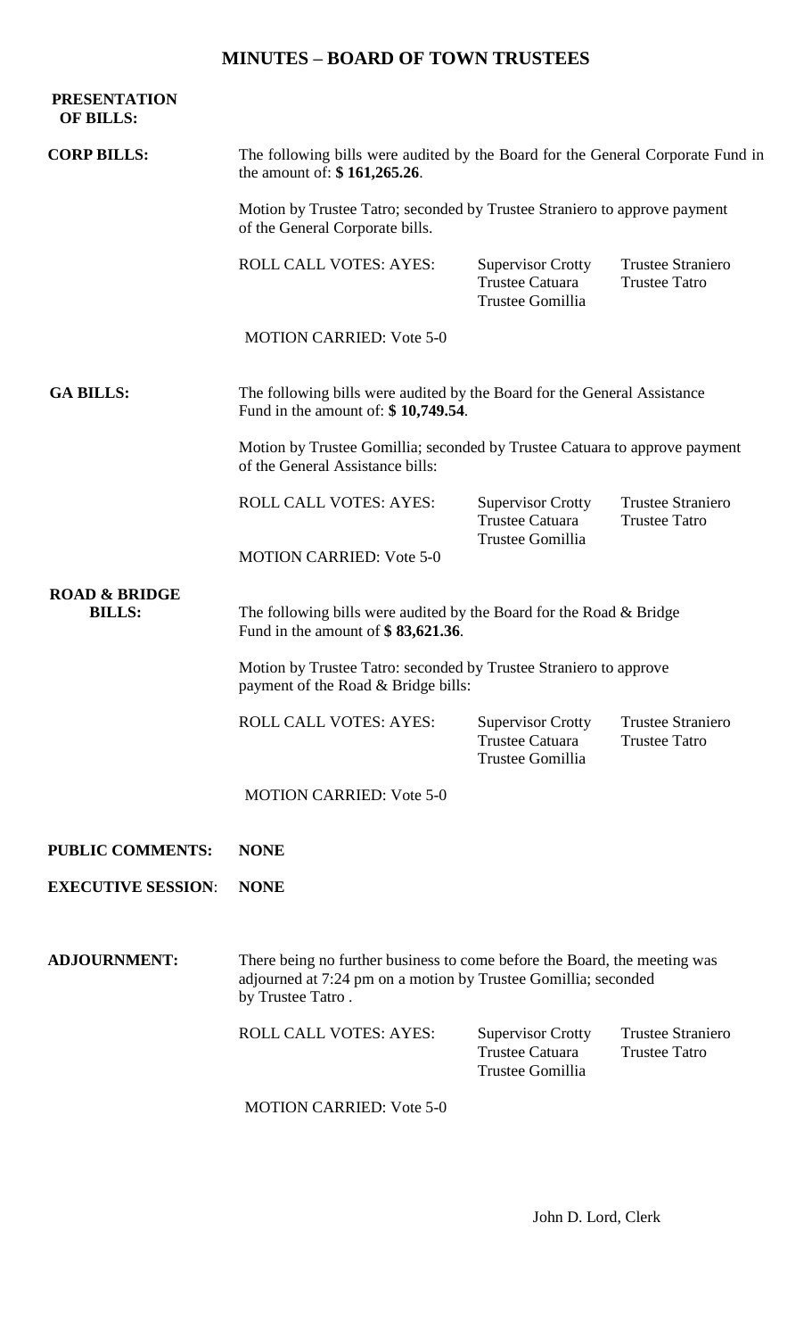# MINUTES – BOARD OF TOWN TRUSTEES

**PRESENTATION OF BILLS:**

**CORP BILLS:**

The following bills were audited by the Board for the General Corporate Fund in the amount of: **$ 161,265.26**.

Motion by Trustee Tatro; seconded by Trustee Straniero to approve payment of the General Corporate bills.

| | | |
|---|---|---|
| ROLL CALL VOTES: AYES: | Supervisor Crotty<br>Trustee Catuara<br>Trustee Gomillia | Trustee Straniero<br>Trustee Tatro |

MOTION CARRIED: Vote 5-0

**GA BILLS:**

The following bills were audited by the Board for the General Assistance Fund in the amount of: **$ 10,749.54**.

Motion by Trustee Gomillia; seconded by Trustee Catuara to approve payment of the General Assistance bills:

| | | |
|---|---|---|
| ROLL CALL VOTES: AYES: | Supervisor Crotty<br>Trustee Catuara<br>Trustee Gomillia | Trustee Straniero<br>Trustee Tatro |

MOTION CARRIED: Vote 5-0

**ROAD & BRIDGE BILLS:**

The following bills were audited by the Board for the Road & Bridge Fund in the amount of **$ 83,621.36**.

Motion by Trustee Tatro: seconded by Trustee Straniero to approve payment of the Road & Bridge bills:

| | | |
|---|---|---|
| ROLL CALL VOTES: AYES: | Supervisor Crotty<br>Trustee Catuara<br>Trustee Gomillia | Trustee Straniero<br>Trustee Tatro |

MOTION CARRIED: Vote 5-0

**PUBLIC COMMENTS:** **NONE**

**EXECUTIVE SESSION:** **NONE**

**ADJOURNMENT:**

There being no further business to come before the Board, the meeting was adjourned at 7:24 pm on a motion by Trustee Gomillia; seconded by Trustee Tatro .

| | | |
|---|---|---|
| ROLL CALL VOTES: AYES: | Supervisor Crotty<br>Trustee Catuara<br>Trustee Gomillia | Trustee Straniero<br>Trustee Tatro |

MOTION CARRIED: Vote 5-0

John D. Lord, Clerk